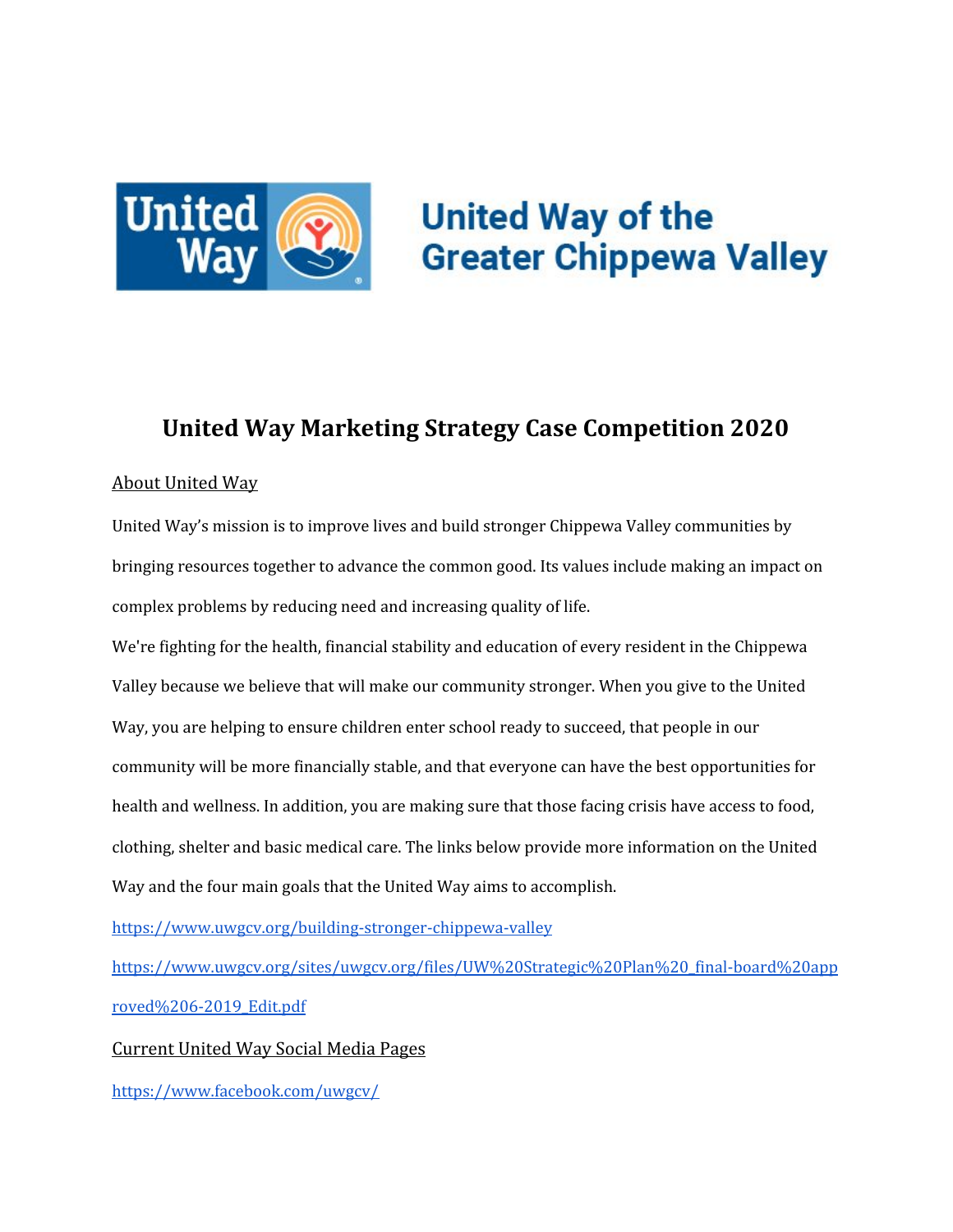United Way of the Greater Chippewa Valley

# United Way Marketing Strategy Case Competition 2020

## About United Way

United Way's mission is to improve lives and build stronger Chippewa Valley communities by bringing resources together to advance the common good. Its values include making an impact on complex problems by reducing need and increasing quality of life.

We're fighting for the health, financial stability and education of every resident in the Chippewa Valley because we believe that will make our community stronger. When you give to the United Way, you are helping to ensure children enter school ready to succeed, that people in our community will be more financially stable, and that everyone can have the best opportunities for health and wellness. In addition, you are making sure that those facing crisis have access to food, clothing, shelter and basic medical care. The links below provide more information on the United Way and the four main goals that the United Way aims to accomplish.

https://www.uwgcv.org/building-stronger-chippewa-valley

https://www.uwgcv.org/sites/uwgcv.org/files/UW%20Strategic%20Plan%20_final-board%20approved%206-2019_Edit.pdf

## Current United Way Social Media Pages

https://www.facebook.com/uwgcv/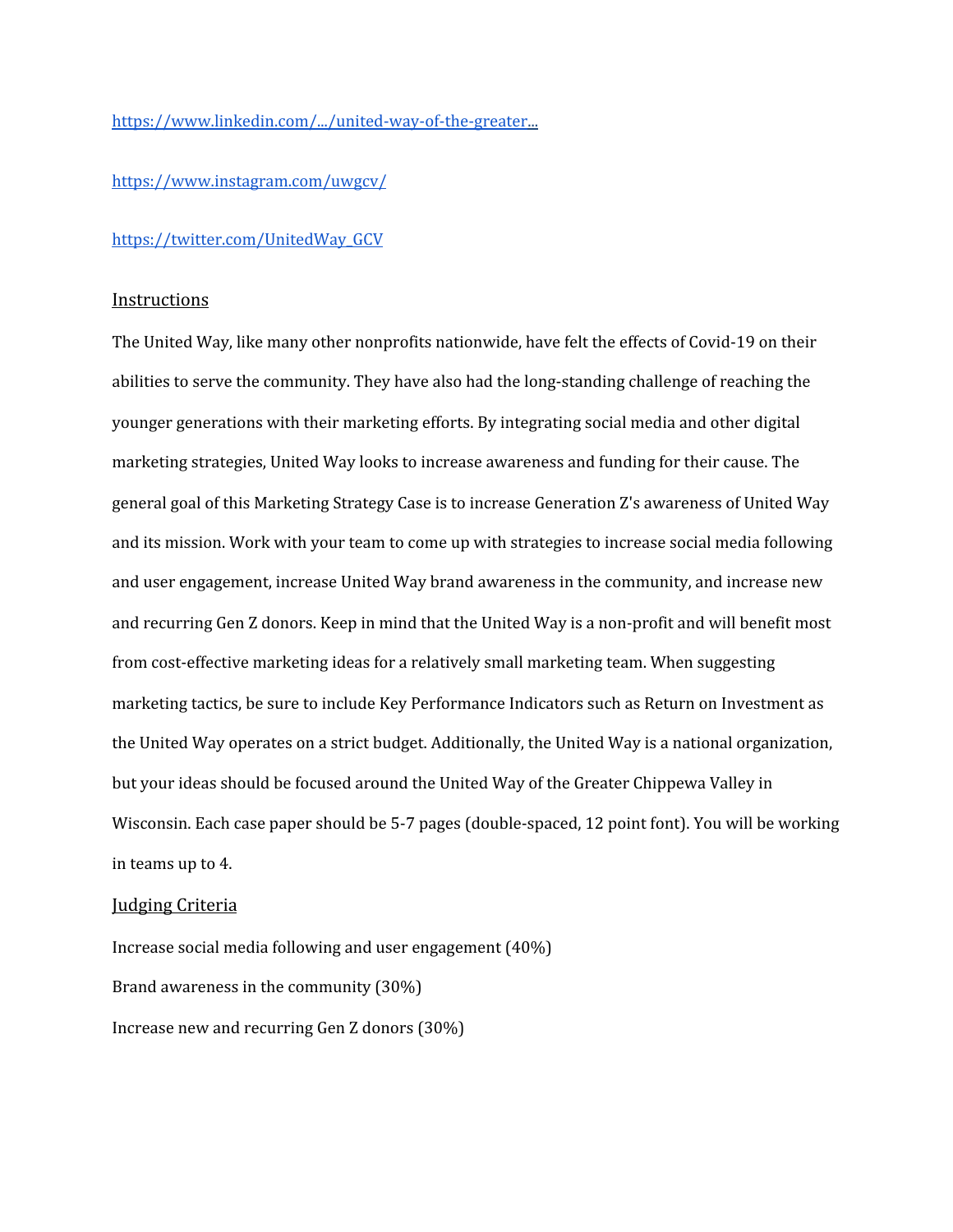https://www.linkedin.com/.../united-way-of-the-greater...

https://www.instagram.com/uwgcv/

https://twitter.com/UnitedWay_GCV

## Instructions

The United Way, like many other nonprofits nationwide, have felt the effects of Covid-19 on their abilities to serve the community. They have also had the long-standing challenge of reaching the younger generations with their marketing efforts. By integrating social media and other digital marketing strategies, United Way looks to increase awareness and funding for their cause. The general goal of this Marketing Strategy Case is to increase Generation Z's awareness of United Way and its mission. Work with your team to come up with strategies to increase social media following and user engagement, increase United Way brand awareness in the community, and increase new and recurring Gen Z donors. Keep in mind that the United Way is a non-profit and will benefit most from cost-effective marketing ideas for a relatively small marketing team. When suggesting marketing tactics, be sure to include Key Performance Indicators such as Return on Investment as the United Way operates on a strict budget. Additionally, the United Way is a national organization, but your ideas should be focused around the United Way of the Greater Chippewa Valley in Wisconsin. Each case paper should be 5-7 pages (double-spaced, 12 point font). You will be working in teams up to 4.

## Judging Criteria

Increase social media following and user engagement (40%)

Brand awareness in the community (30%)

Increase new and recurring Gen Z donors (30%)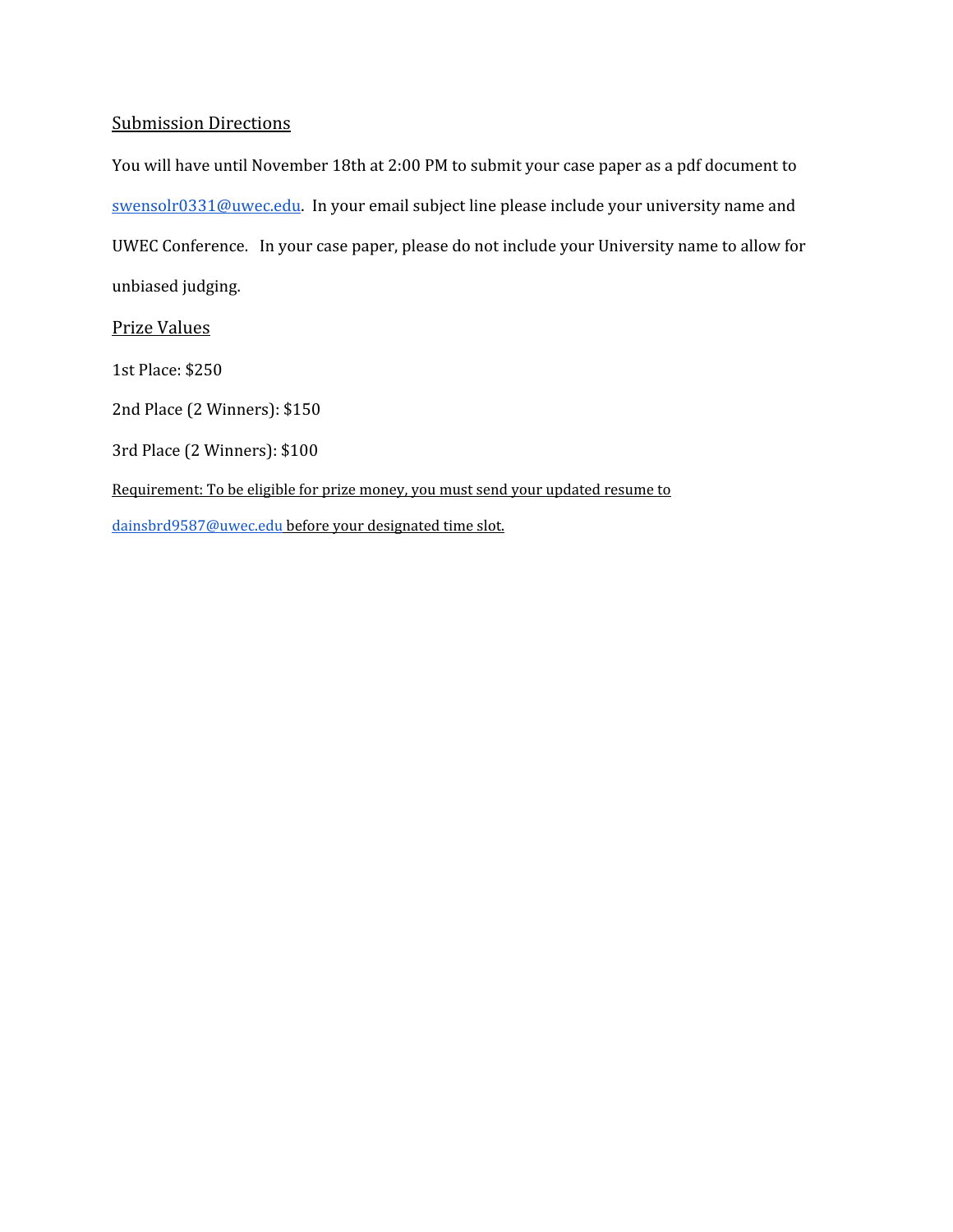## Submission Directions

You will have until November 18th at 2:00 PM to submit your case paper as a pdf document to swensolr0331@uwec.edu. In your email subject line please include your university name and UWEC Conference. In your case paper, please do not include your University name to allow for unbiased judging.

## Prize Values

1st Place: $250

2nd Place (2 Winners): $150

3rd Place (2 Winners): $100

Requirement: To be eligible for prize money, you must send your updated resume to dainsbrd9587@uwec.edu before your designated time slot.